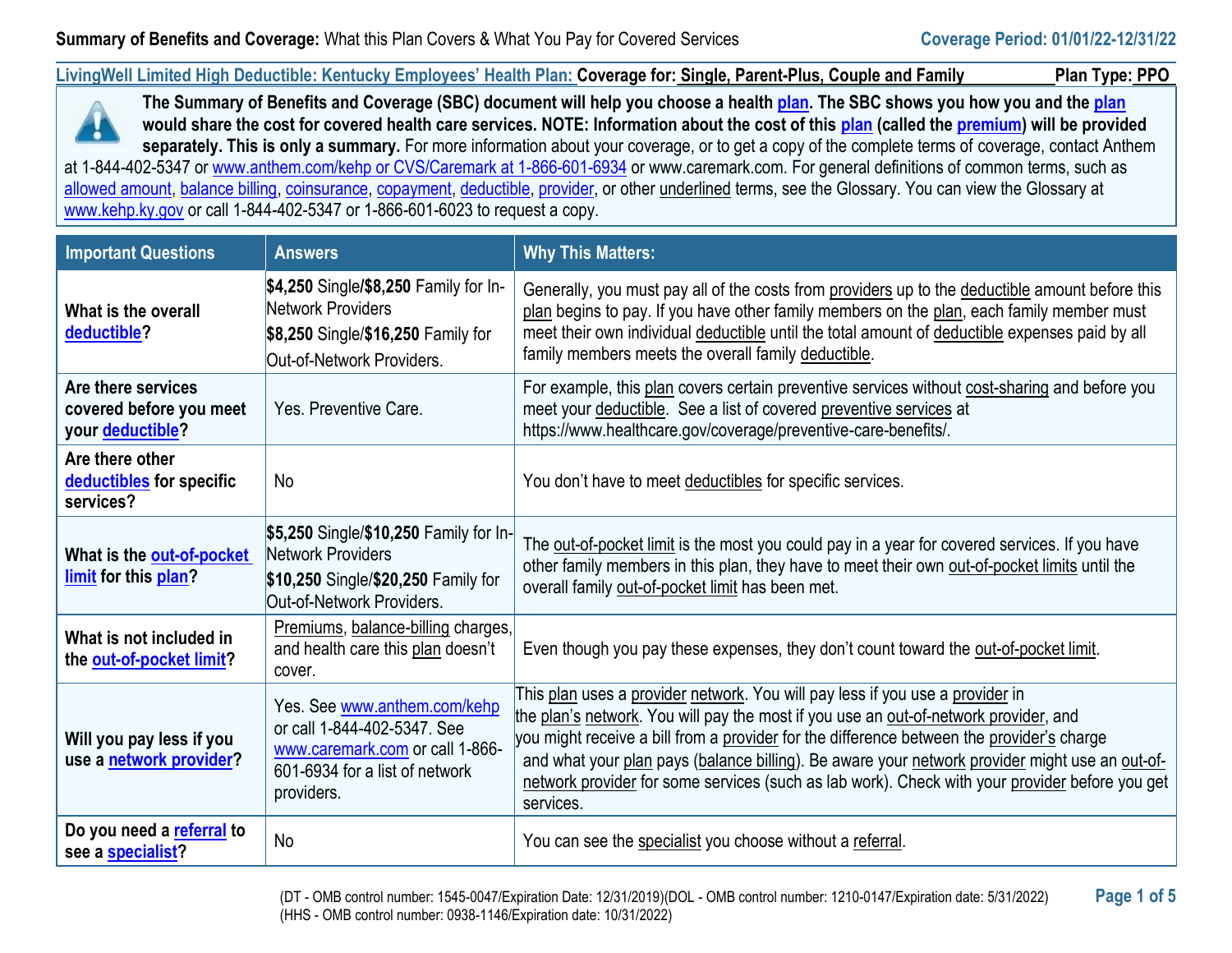**Summary of Benefits and Coverage:** What this Plan Covers & What You Pay for Covered Services **Coverage Period: 01/01/22-12/31/22**

**LivingWell Limited High Deductible: Kentucky Employees' Health Plan:** Coverage for: Single, Parent-Plus, Couple and Family **Plan Type: PPO**

**The Summary of Benefits and Coverage (SBC) document will help you choose a health plan. The SBC shows you how you and the plan would share the cost for covered health care services. NOTE: Information about the cost of this plan (called the premium) will be provided separately. This is only a summary.** For more information about your coverage, or to get a copy of the complete terms of coverage, contact Anthem at 1-844-402-5347 or www.anthem.com/kehp or CVS/Caremark at 1-866-601-6934 or www.caremark.com. For general definitions of common terms, such as allowed amount, balance billing, coinsurance, copayment, deductible, provider, or other underlined terms, see the Glossary. You can view the Glossary at www.kehp.ky.gov or call 1-844-402-5347 or 1-866-601-6023 to request a copy.

| Important Questions | Answers | Why This Matters: |
|---|---|---|
| **What is the overall deductible?** | **$4,250** Single/**$8,250** Family for In-Network Providers<br>**$8,250** Single/**$16,250** Family for Out-of-Network Providers. | Generally, you must pay all of the costs from providers up to the deductible amount before this plan begins to pay. If you have other family members on the plan, each family member must meet their own individual deductible until the total amount of deductible expenses paid by all family members meets the overall family deductible. |
| **Are there services covered before you meet your deductible?** | Yes. Preventive Care. | For example, this plan covers certain preventive services without cost-sharing and before you meet your deductible. See a list of covered preventive services at https://www.healthcare.gov/coverage/preventive-care-benefits/. |
| **Are there other deductibles for specific services?** | No | You don't have to meet deductibles for specific services. |
| **What is the out-of-pocket limit for this plan?** | **$5,250** Single/**$10,250** Family for In-Network Providers<br>**$10,250** Single/**$20,250** Family for Out-of-Network Providers. | The out-of-pocket limit is the most you could pay in a year for covered services. If you have other family members in this plan, they have to meet their own out-of-pocket limits until the overall family out-of-pocket limit has been met. |
| **What is not included in the out-of-pocket limit?** | Premiums, balance-billing charges, and health care this plan doesn't cover. | Even though you pay these expenses, they don't count toward the out-of-pocket limit. |
| **Will you pay less if you use a network provider?** | Yes. See www.anthem.com/kehp or call 1-844-402-5347. See www.caremark.com or call 1-866-601-6934 for a list of network providers. | This plan uses a provider network. You will pay less if you use a provider in the plan's network. You will pay the most if you use an out-of-network provider, and you might receive a bill from a provider for the difference between the provider's charge and what your plan pays (balance billing). Be aware your network provider might use an out-of-network provider for some services (such as lab work). Check with your provider before you get services. |
| **Do you need a referral to see a specialist?** | No | You can see the specialist you choose without a referral. |

(DT - OMB control number: 1545-0047/Expiration Date: 12/31/2019)(DOL - OMB control number: 1210-0147/Expiration date: 5/31/2022)
(HHS - OMB control number: 0938-1146/Expiration date: 10/31/2022)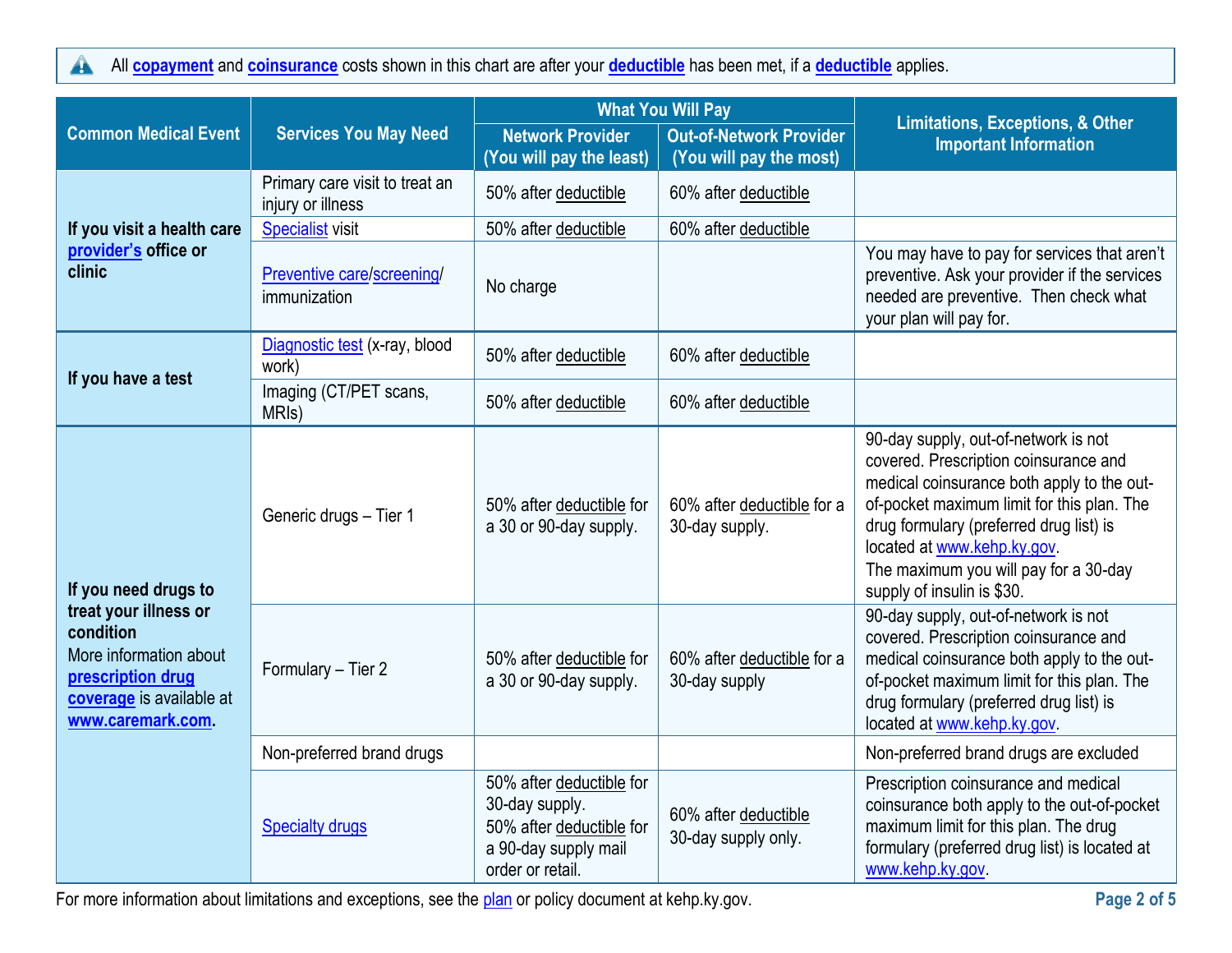All **copayment** and **coinsurance** costs shown in this chart are after your **deductible** has been met, if a **deductible** applies.

| Common Medical Event | Services You May Need | What You Will Pay | | Limitations, Exceptions, & Other Important Information |
|---|---|---|---|---|
| | | Network Provider (You will pay the least) | Out-of-Network Provider (You will pay the most) | |
| **If you visit a health care provider's office or clinic** | Primary care visit to treat an injury or illness | 50% after deductible | 60% after deductible | |
| | Specialist visit | 50% after deductible | 60% after deductible | |
| | Preventive care/screening/ immunization | No charge | | You may have to pay for services that aren't preventive. Ask your provider if the services needed are preventive. Then check what your plan will pay for. |
| **If you have a test** | Diagnostic test (x-ray, blood work) | 50% after deductible | 60% after deductible | |
| | Imaging (CT/PET scans, MRIs) | 50% after deductible | 60% after deductible | |
| **If you need drugs to treat your illness or condition** More information about **prescription drug coverage** is available at **www.caremark.com**. | Generic drugs – Tier 1 | 50% after deductible for a 30 or 90-day supply. | 60% after deductible for a 30-day supply. | 90-day supply, out-of-network is not covered. Prescription coinsurance and medical coinsurance both apply to the out-of-pocket maximum limit for this plan. The drug formulary (preferred drug list) is located at www.kehp.ky.gov. The maximum you will pay for a 30-day supply of insulin is $30. |
| | Formulary – Tier 2 | 50% after deductible for a 30 or 90-day supply. | 60% after deductible for a 30-day supply | 90-day supply, out-of-network is not covered. Prescription coinsurance and medical coinsurance both apply to the out-of-pocket maximum limit for this plan. The drug formulary (preferred drug list) is located at www.kehp.ky.gov. |
| | Non-preferred brand drugs | | | Non-preferred brand drugs are excluded |
| | Specialty drugs | 50% after deductible for 30-day supply. 50% after deductible for a 90-day supply mail order or retail. | 60% after deductible 30-day supply only. | Prescription coinsurance and medical coinsurance both apply to the out-of-pocket maximum limit for this plan. The drug formulary (preferred drug list) is located at www.kehp.ky.gov. |

For more information about limitations and exceptions, see the plan or policy document at kehp.ky.gov.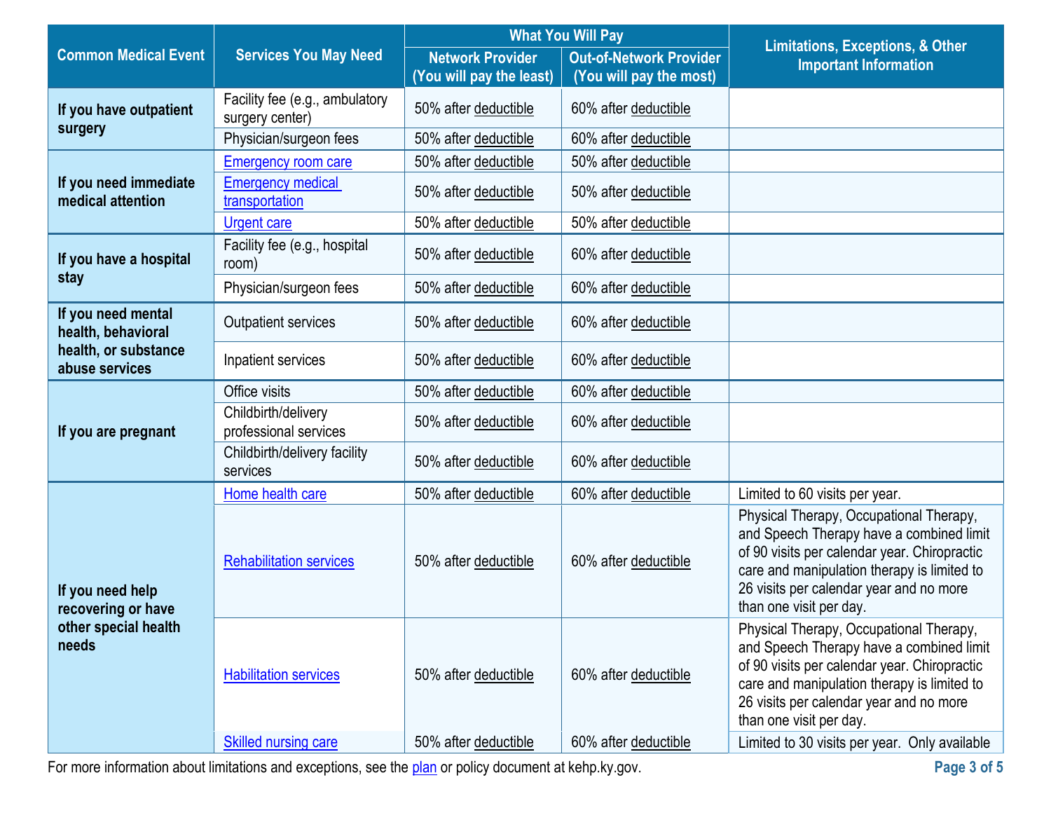| Common Medical Event | Services You May Need | What You Will Pay | | Limitations, Exceptions, & Other Important Information |
|---|---|---|---|---|
| | | Network Provider (You will pay the least) | Out-of-Network Provider (You will pay the most) | |
| If you have outpatient surgery | Facility fee (e.g., ambulatory surgery center) | 50% after deductible | 60% after deductible | |
| | Physician/surgeon fees | 50% after deductible | 60% after deductible | |
| If you need immediate medical attention | Emergency room care | 50% after deductible | 50% after deductible | |
| | Emergency medical transportation | 50% after deductible | 50% after deductible | |
| | Urgent care | 50% after deductible | 50% after deductible | |
| If you have a hospital stay | Facility fee (e.g., hospital room) | 50% after deductible | 60% after deductible | |
| | Physician/surgeon fees | 50% after deductible | 60% after deductible | |
| If you need mental health, behavioral health, or substance abuse services | Outpatient services | 50% after deductible | 60% after deductible | |
| | Inpatient services | 50% after deductible | 60% after deductible | |
| If you are pregnant | Office visits | 50% after deductible | 60% after deductible | |
| | Childbirth/delivery professional services | 50% after deductible | 60% after deductible | |
| | Childbirth/delivery facility services | 50% after deductible | 60% after deductible | |
| If you need help recovering or have other special health needs | Home health care | 50% after deductible | 60% after deductible | Limited to 60 visits per year. |
| | Rehabilitation services | 50% after deductible | 60% after deductible | Physical Therapy, Occupational Therapy, and Speech Therapy have a combined limit of 90 visits per calendar year. Chiropractic care and manipulation therapy is limited to 26 visits per calendar year and no more than one visit per day. |
| | Habilitation services | 50% after deductible | 60% after deductible | Physical Therapy, Occupational Therapy, and Speech Therapy have a combined limit of 90 visits per calendar year. Chiropractic care and manipulation therapy is limited to 26 visits per calendar year and no more than one visit per day. |
| | Skilled nursing care | 50% after deductible | 60% after deductible | Limited to 30 visits per year. Only available |

For more information about limitations and exceptions, see the plan or policy document at kehp.ky.gov.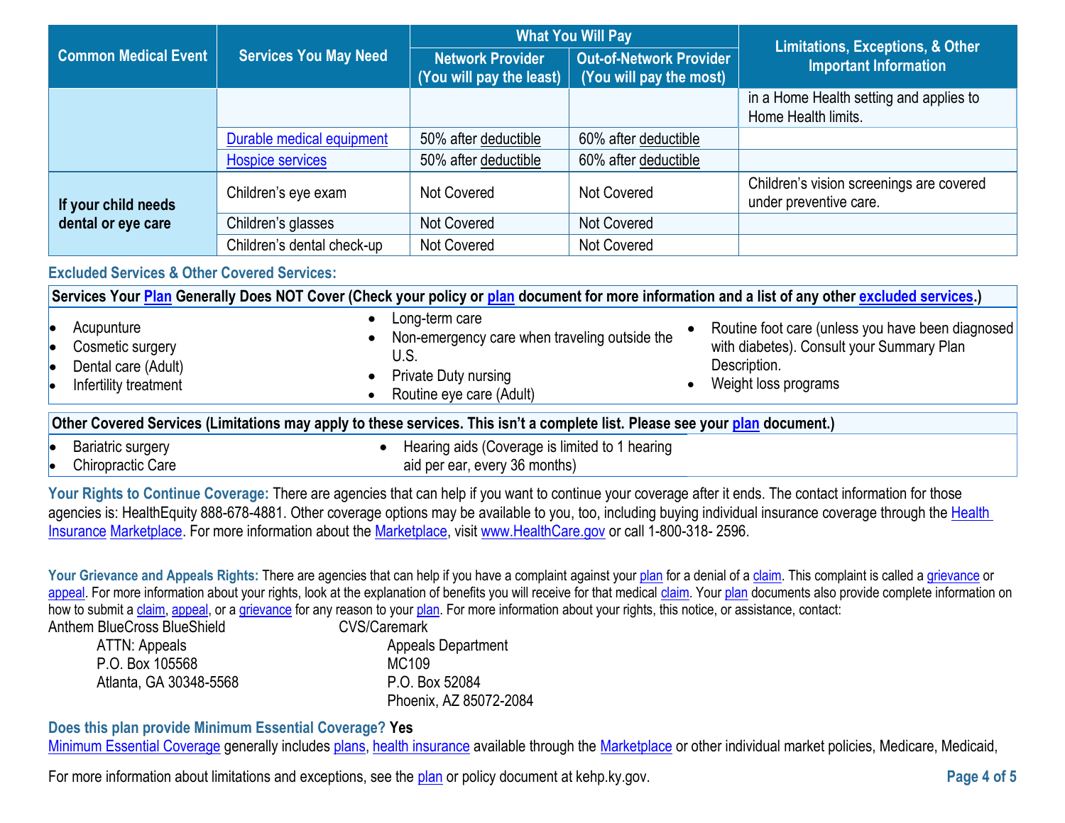| Common Medical Event | Services You May Need | What You Will Pay | | Limitations, Exceptions, & Other Important Information |
|---|---|---|---|---|
| | | Network Provider (You will pay the least) | Out-of-Network Provider (You will pay the most) | |
| | | | | in a Home Health setting and applies to Home Health limits. |
| | Durable medical equipment | 50% after deductible | 60% after deductible | |
| | Hospice services | 50% after deductible | 60% after deductible | |
| If your child needs dental or eye care | Children's eye exam | Not Covered | Not Covered | Children's vision screenings are covered under preventive care. |
| | Children's glasses | Not Covered | Not Covered | |
| | Children's dental check-up | Not Covered | Not Covered | |

## Excluded Services & Other Covered Services:

**Services Your Plan Generally Does NOT Cover (Check your policy or plan document for more information and a list of any other excluded services.)**

- Acupuncture
- Cosmetic surgery
- Dental care (Adult)
- Infertility treatment
- Long-term care
- Non-emergency care when traveling outside the U.S.
- Private Duty nursing
- Routine eye care (Adult)
- Routine foot care (unless you have been diagnosed with diabetes). Consult your Summary Plan Description.
- Weight loss programs

**Other Covered Services (Limitations may apply to these services. This isn't a complete list. Please see your plan document.)**

- Bariatric surgery
- Chiropractic Care
- Hearing aids (Coverage is limited to 1 hearing aid per ear, every 36 months)

**Your Rights to Continue Coverage:** There are agencies that can help if you want to continue your coverage after it ends. The contact information for those agencies is: HealthEquity 888-678-4881. Other coverage options may be available to you, too, including buying individual insurance coverage through the Health Insurance Marketplace. For more information about the Marketplace, visit www.HealthCare.gov or call 1-800-318- 2596.

**Your Grievance and Appeals Rights:** There are agencies that can help if you have a complaint against your plan for a denial of a claim. This complaint is called a grievance or appeal. For more information about your rights, look at the explanation of benefits you will receive for that medical claim. Your plan documents also provide complete information on how to submit a claim, appeal, or a grievance for any reason to your plan. For more information about your rights, this notice, or assistance, contact:

Anthem BlueCross BlueShield
ATTN: Appeals
P.O. Box 105568
Atlanta, GA 30348-5568

CVS/Caremark
Appeals Department
MC109
P.O. Box 52084
Phoenix, AZ 85072-2084

**Does this plan provide Minimum Essential Coverage? Yes**

Minimum Essential Coverage generally includes plans, health insurance available through the Marketplace or other individual market policies, Medicare, Medicaid,

For more information about limitations and exceptions, see the plan or policy document at kehp.ky.gov.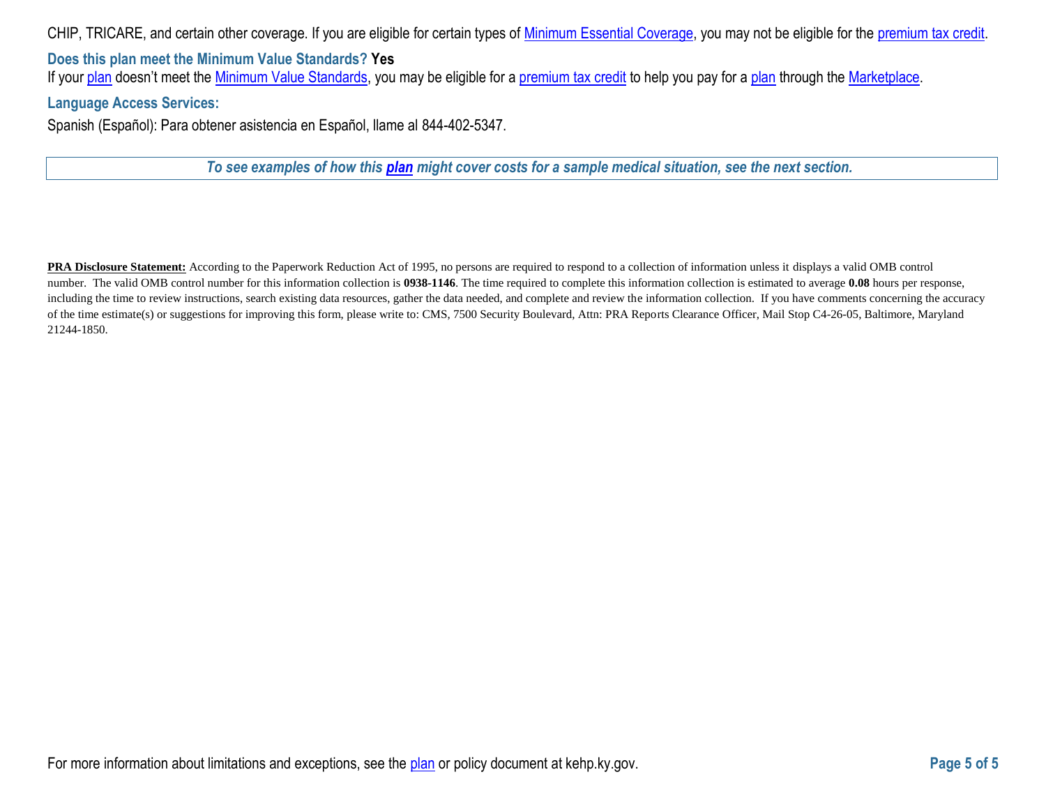CHIP, TRICARE, and certain other coverage. If you are eligible for certain types of Minimum Essential Coverage, you may not be eligible for the premium tax credit.

**Does this plan meet the Minimum Value Standards? Yes**

If your plan doesn't meet the Minimum Value Standards, you may be eligible for a premium tax credit to help you pay for a plan through the Marketplace.

**Language Access Services:**

Spanish (Español): Para obtener asistencia en Español, llame al 844-402-5347.

***To see examples of how this plan might cover costs for a sample medical situation, see the next section.***

**PRA Disclosure Statement:** According to the Paperwork Reduction Act of 1995, no persons are required to respond to a collection of information unless it displays a valid OMB control number. The valid OMB control number for this information collection is **0938-1146**. The time required to complete this information collection is estimated to average **0.08** hours per response, including the time to review instructions, search existing data resources, gather the data needed, and complete and review the information collection. If you have comments concerning the accuracy of the time estimate(s) or suggestions for improving this form, please write to: CMS, 7500 Security Boulevard, Attn: PRA Reports Clearance Officer, Mail Stop C4-26-05, Baltimore, Maryland 21244-1850.

For more information about limitations and exceptions, see the plan or policy document at kehp.ky.gov.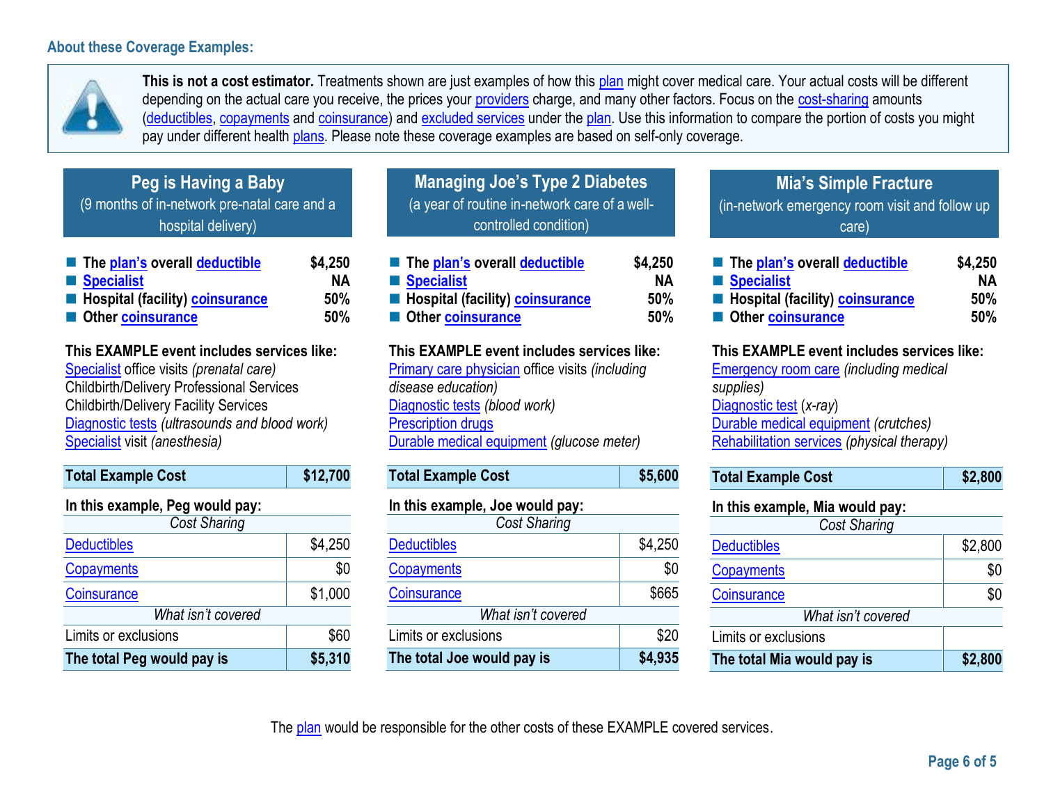## About these Coverage Examples:

**This is not a cost estimator.** Treatments shown are just examples of how this plan might cover medical care. Your actual costs will be different depending on the actual care you receive, the prices your providers charge, and many other factors. Focus on the cost-sharing amounts (deductibles, copayments and coinsurance) and excluded services under the plan. Use this information to compare the portion of costs you might pay under different health plans. Please note these coverage examples are based on self-only coverage.

### Peg is Having a Baby
(9 months of in-network pre-natal care and a hospital delivery)

- **The plan's overall deductible** — **$4,250**
- **Specialist** — **NA**
- **Hospital (facility) coinsurance** — **50%**
- **Other coinsurance** — **50%**

**This EXAMPLE event includes services like:**
Specialist office visits *(prenatal care)*
Childbirth/Delivery Professional Services
Childbirth/Delivery Facility Services
Diagnostic tests *(ultrasounds and blood work)*
Specialist visit *(anesthesia)*

| **Total Example Cost** | **$12,700** |
|---|---|
| **In this example, Peg would pay:** | |
| *Cost Sharing* | |
| Deductibles | $4,250 |
| Copayments | $0 |
| Coinsurance | $1,000 |
| *What isn't covered* | |
| Limits or exclusions | $60 |
| **The total Peg would pay is** | **$5,310** |

### Managing Joe's Type 2 Diabetes
(a year of routine in-network care of a well-controlled condition)

- **The plan's overall deductible** — **$4,250**
- **Specialist** — **NA**
- **Hospital (facility) coinsurance** — **50%**
- **Other coinsurance** — **50%**

**This EXAMPLE event includes services like:**
Primary care physician office visits *(including disease education)*
Diagnostic tests *(blood work)*
Prescription drugs
Durable medical equipment *(glucose meter)*

| **Total Example Cost** | **$5,600** |
|---|---|
| **In this example, Joe would pay:** | |
| *Cost Sharing* | |
| Deductibles | $4,250 |
| Copayments | $0 |
| Coinsurance | $665 |
| *What isn't covered* | |
| Limits or exclusions | $20 |
| **The total Joe would pay is** | **$4,935** |

### Mia's Simple Fracture
(in-network emergency room visit and follow up care)

- **The plan's overall deductible** — **$4,250**
- **Specialist** — **NA**
- **Hospital (facility) coinsurance** — **50%**
- **Other coinsurance** — **50%**

**This EXAMPLE event includes services like:**
Emergency room care *(including medical supplies)*
Diagnostic test *(x-ray)*
Durable medical equipment *(crutches)*
Rehabilitation services *(physical therapy)*

| **Total Example Cost** | **$2,800** |
|---|---|
| **In this example, Mia would pay:** | |
| *Cost Sharing* | |
| Deductibles | $2,800 |
| Copayments | $0 |
| Coinsurance | $0 |
| *What isn't covered* | |
| Limits or exclusions | |
| **The total Mia would pay is** | **$2,800** |

The plan would be responsible for the other costs of these EXAMPLE covered services.